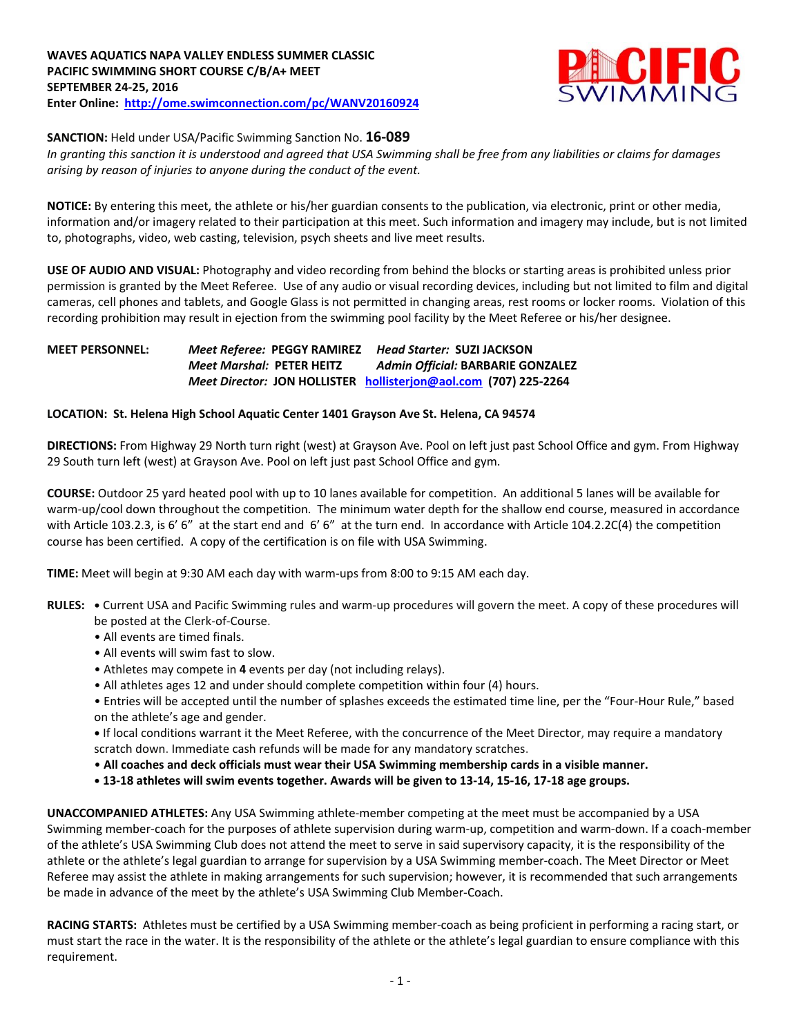**WAVES AQUATICS NAPA VALLEY ENDLESS SUMMER CLASSIC**
**PACIFIC SWIMMING SHORT COURSE C/B/A+ MEET**
**SEPTEMBER 24-25, 2016**
**Enter Online: [http://ome.swimconnection.com/pc/WANV20160924](http://ome.swimconnection.com/pc/WANV20160924)**

**SANCTION:** Held under USA/Pacific Swimming Sanction No. **16-089**
*In granting this sanction it is understood and agreed that USA Swimming shall be free from any liabilities or claims for damages arising by reason of injuries to anyone during the conduct of the event.*

**NOTICE:** By entering this meet, the athlete or his/her guardian consents to the publication, via electronic, print or other media, information and/or imagery related to their participation at this meet. Such information and imagery may include, but is not limited to, photographs, video, web casting, television, psych sheets and live meet results.

**USE OF AUDIO AND VISUAL:** Photography and video recording from behind the blocks or starting areas is prohibited unless prior permission is granted by the Meet Referee. Use of any audio or visual recording devices, including but not limited to film and digital cameras, cell phones and tablets, and Google Glass is not permitted in changing areas, rest rooms or locker rooms. Violation of this recording prohibition may result in ejection from the swimming pool facility by the Meet Referee or his/her designee.

**MEET PERSONNEL:** *Meet Referee:* **PEGGY RAMIREZ** *Head Starter:* **SUZI JACKSON**
*Meet Marshal:* **PETER HEITZ** *Admin Official:* **BARBARIE GONZALEZ**
*Meet Director:* **JON HOLLISTER** **[hollisterjon@aol.com](mailto:hollisterjon@aol.com) (707) 225-2264**

**LOCATION: St. Helena High School Aquatic Center 1401 Grayson Ave St. Helena, CA 94574**

**DIRECTIONS:** From Highway 29 North turn right (west) at Grayson Ave. Pool on left just past School Office and gym. From Highway 29 South turn left (west) at Grayson Ave. Pool on left just past School Office and gym.

**COURSE:** Outdoor 25 yard heated pool with up to 10 lanes available for competition. An additional 5 lanes will be available for warm-up/cool down throughout the competition. The minimum water depth for the shallow end course, measured in accordance with Article 103.2.3, is 6' 6" at the start end and 6' 6" at the turn end. In accordance with Article 104.2.2C(4) the competition course has been certified. A copy of the certification is on file with USA Swimming.

**TIME:** Meet will begin at 9:30 AM each day with warm-ups from 8:00 to 9:15 AM each day.

**RULES:**
- Current USA and Pacific Swimming rules and warm-up procedures will govern the meet. A copy of these procedures will be posted at the Clerk-of-Course.
- All events are timed finals.
- All events will swim fast to slow.
- Athletes may compete in **4** events per day (not including relays).
- All athletes ages 12 and under should complete competition within four (4) hours.
- Entries will be accepted until the number of splashes exceeds the estimated time line, per the "Four-Hour Rule," based on the athlete's age and gender.
- If local conditions warrant it the Meet Referee, with the concurrence of the Meet Director, may require a mandatory scratch down. Immediate cash refunds will be made for any mandatory scratches.
- **All coaches and deck officials must wear their USA Swimming membership cards in a visible manner.**
- **13-18 athletes will swim events together. Awards will be given to 13-14, 15-16, 17-18 age groups.**

**UNACCOMPANIED ATHLETES:** Any USA Swimming athlete-member competing at the meet must be accompanied by a USA Swimming member-coach for the purposes of athlete supervision during warm-up, competition and warm-down. If a coach-member of the athlete's USA Swimming Club does not attend the meet to serve in said supervisory capacity, it is the responsibility of the athlete or the athlete's legal guardian to arrange for supervision by a USA Swimming member-coach. The Meet Director or Meet Referee may assist the athlete in making arrangements for such supervision; however, it is recommended that such arrangements be made in advance of the meet by the athlete's USA Swimming Club Member-Coach.

**RACING STARTS:** Athletes must be certified by a USA Swimming member-coach as being proficient in performing a racing start, or must start the race in the water. It is the responsibility of the athlete or the athlete's legal guardian to ensure compliance with this requirement.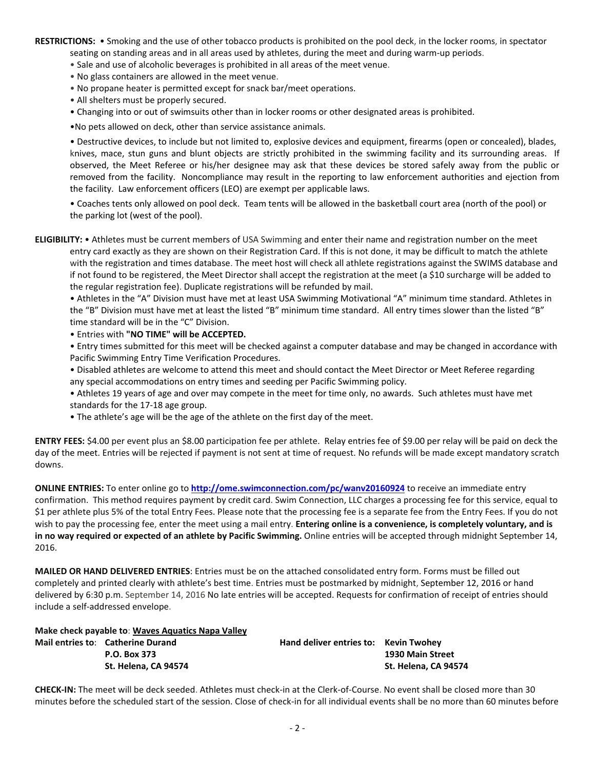**RESTRICTIONS:** • Smoking and the use of other tobacco products is prohibited on the pool deck, in the locker rooms, in spectator seating on standing areas and in all areas used by athletes, during the meet and during warm-up periods.

- Sale and use of alcoholic beverages is prohibited in all areas of the meet venue.
- No glass containers are allowed in the meet venue.
- No propane heater is permitted except for snack bar/meet operations.
- All shelters must be properly secured.
- Changing into or out of swimsuits other than in locker rooms or other designated areas is prohibited.
- No pets allowed on deck, other than service assistance animals.
- Destructive devices, to include but not limited to, explosive devices and equipment, firearms (open or concealed), blades, knives, mace, stun guns and blunt objects are strictly prohibited in the swimming facility and its surrounding areas. If observed, the Meet Referee or his/her designee may ask that these devices be stored safely away from the public or removed from the facility. Noncompliance may result in the reporting to law enforcement authorities and ejection from the facility. Law enforcement officers (LEO) are exempt per applicable laws.
- Coaches tents only allowed on pool deck. Team tents will be allowed in the basketball court area (north of the pool) or the parking lot (west of the pool).

**ELIGIBILITY:** • Athletes must be current members of USA Swimming and enter their name and registration number on the meet entry card exactly as they are shown on their Registration Card. If this is not done, it may be difficult to match the athlete with the registration and times database. The meet host will check all athlete registrations against the SWIMS database and if not found to be registered, the Meet Director shall accept the registration at the meet (a $10 surcharge will be added to the regular registration fee). Duplicate registrations will be refunded by mail.

- Athletes in the "A" Division must have met at least USA Swimming Motivational "A" minimum time standard. Athletes in the "B" Division must have met at least the listed "B" minimum time standard. All entry times slower than the listed "B" time standard will be in the "C" Division.
- Entries with **"NO TIME" will be ACCEPTED.**
- Entry times submitted for this meet will be checked against a computer database and may be changed in accordance with Pacific Swimming Entry Time Verification Procedures.
- Disabled athletes are welcome to attend this meet and should contact the Meet Director or Meet Referee regarding any special accommodations on entry times and seeding per Pacific Swimming policy.
- Athletes 19 years of age and over may compete in the meet for time only, no awards. Such athletes must have met standards for the 17-18 age group.
- The athlete's age will be the age of the athlete on the first day of the meet.

**ENTRY FEES:** $4.00 per event plus an $8.00 participation fee per athlete. Relay entries fee of $9.00 per relay will be paid on deck the day of the meet. Entries will be rejected if payment is not sent at time of request. No refunds will be made except mandatory scratch downs.

**ONLINE ENTRIES:** To enter online go to **http://ome.swimconnection.com/pc/wanv20160924** to receive an immediate entry confirmation. This method requires payment by credit card. Swim Connection, LLC charges a processing fee for this service, equal to $1 per athlete plus 5% of the total Entry Fees. Please note that the processing fee is a separate fee from the Entry Fees. If you do not wish to pay the processing fee, enter the meet using a mail entry. **Entering online is a convenience, is completely voluntary, and is in no way required or expected of an athlete by Pacific Swimming.** Online entries will be accepted through midnight September 14, 2016.

**MAILED OR HAND DELIVERED ENTRIES**: Entries must be on the attached consolidated entry form. Forms must be filled out completely and printed clearly with athlete's best time. Entries must be postmarked by midnight, September 12, 2016 or hand delivered by 6:30 p.m. September 14, 2016 No late entries will be accepted. Requests for confirmation of receipt of entries should include a self-addressed envelope.

**Make check payable to**: **Waves Aquatics Napa Valley**

**Mail entries to**: **Catherine Durand**
**P.O. Box 373**
**St. Helena, CA 94574**

**Hand deliver entries to: Kevin Twohey**
**1930 Main Street**
**St. Helena, CA 94574**

**CHECK-IN:** The meet will be deck seeded. Athletes must check-in at the Clerk-of-Course. No event shall be closed more than 30 minutes before the scheduled start of the session. Close of check-in for all individual events shall be no more than 60 minutes before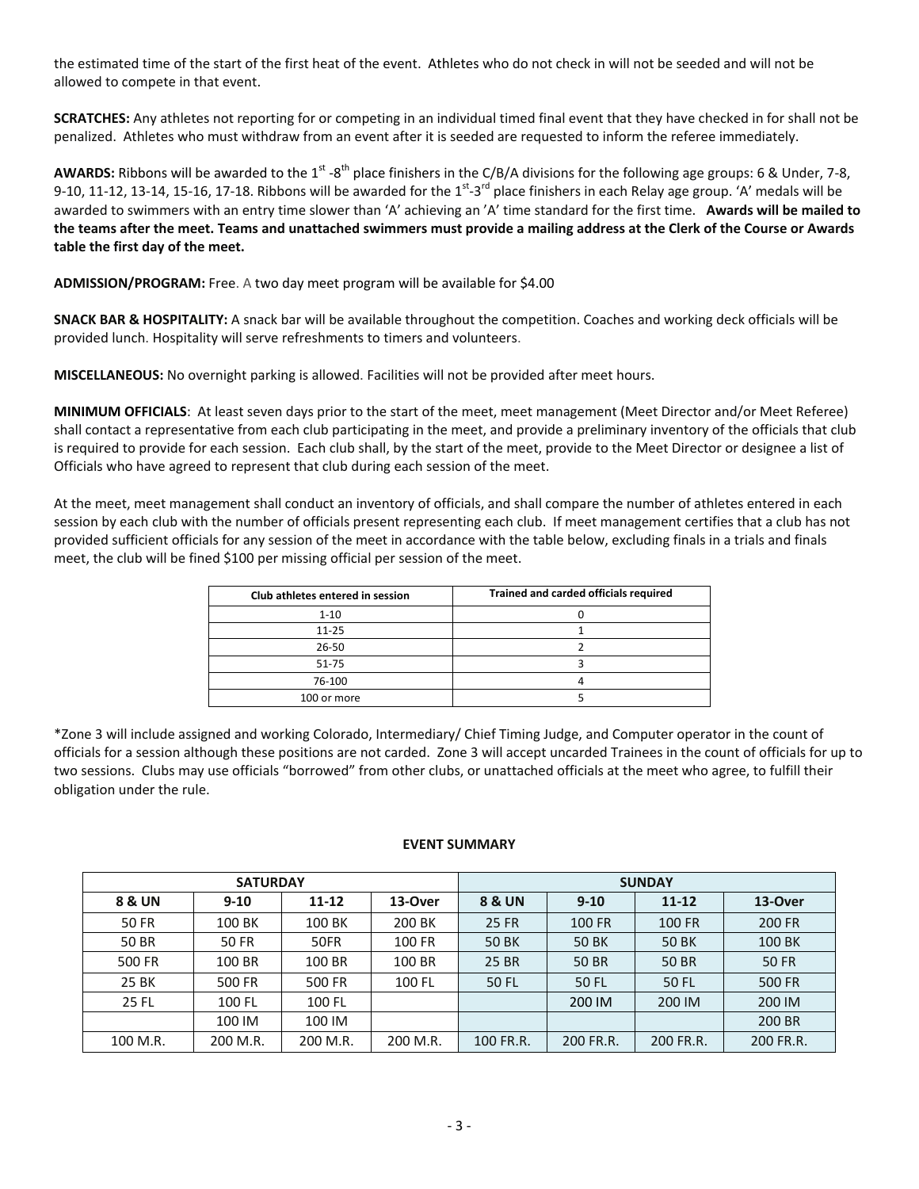the estimated time of the start of the first heat of the event. Athletes who do not check in will not be seeded and will not be allowed to compete in that event.

**SCRATCHES:** Any athletes not reporting for or competing in an individual timed final event that they have checked in for shall not be penalized. Athletes who must withdraw from an event after it is seeded are requested to inform the referee immediately.

**AWARDS:** Ribbons will be awarded to the 1st -8th place finishers in the C/B/A divisions for the following age groups: 6 & Under, 7-8, 9-10, 11-12, 13-14, 15-16, 17-18. Ribbons will be awarded for the 1st-3rd place finishers in each Relay age group. 'A' medals will be awarded to swimmers with an entry time slower than 'A' achieving an 'A' time standard for the first time. **Awards will be mailed to the teams after the meet. Teams and unattached swimmers must provide a mailing address at the Clerk of the Course or Awards table the first day of the meet.**

**ADMISSION/PROGRAM:** Free. A two day meet program will be available for $4.00

**SNACK BAR & HOSPITALITY:** A snack bar will be available throughout the competition. Coaches and working deck officials will be provided lunch. Hospitality will serve refreshments to timers and volunteers.

**MISCELLANEOUS:** No overnight parking is allowed. Facilities will not be provided after meet hours.

**MINIMUM OFFICIALS**: At least seven days prior to the start of the meet, meet management (Meet Director and/or Meet Referee) shall contact a representative from each club participating in the meet, and provide a preliminary inventory of the officials that club is required to provide for each session. Each club shall, by the start of the meet, provide to the Meet Director or designee a list of Officials who have agreed to represent that club during each session of the meet.

At the meet, meet management shall conduct an inventory of officials, and shall compare the number of athletes entered in each session by each club with the number of officials present representing each club. If meet management certifies that a club has not provided sufficient officials for any session of the meet in accordance with the table below, excluding finals in a trials and finals meet, the club will be fined $100 per missing official per session of the meet.

| Club athletes entered in session | Trained and carded officials required |
|---|---|
| 1-10 | 0 |
| 11-25 | 1 |
| 26-50 | 2 |
| 51-75 | 3 |
| 76-100 | 4 |
| 100 or more | 5 |

*Zone 3 will include assigned and working Colorado, Intermediary/ Chief Timing Judge, and Computer operator in the count of officials for a session although these positions are not carded. Zone 3 will accept uncarded Trainees in the count of officials for up to two sessions. Clubs may use officials "borrowed" from other clubs, or unattached officials at the meet who agree, to fulfill their obligation under the rule.

**EVENT SUMMARY**

| SATURDAY | | | | SUNDAY | | | |
|---|---|---|---|---|---|---|---|
| **8 & UN** | **9-10** | **11-12** | **13-Over** | **8 & UN** | **9-10** | **11-12** | **13-Over** |
| 50 FR | 100 BK | 100 BK | 200 BK | 25 FR | 100 FR | 100 FR | 200 FR |
| 50 BR | 50 FR | 50FR | 100 FR | 50 BK | 50 BK | 50 BK | 100 BK |
| 500 FR | 100 BR | 100 BR | 100 BR | 25 BR | 50 BR | 50 BR | 50 FR |
| 25 BK | 500 FR | 500 FR | 100 FL | 50 FL | 50 FL | 50 FL | 500 FR |
| 25 FL | 100 FL | 100 FL | | | 200 IM | 200 IM | 200 IM |
| | 100 IM | 100 IM | | | | | 200 BR |
| 100 M.R. | 200 M.R. | 200 M.R. | 200 M.R. | 100 FR.R. | 200 FR.R. | 200 FR.R. | 200 FR.R. |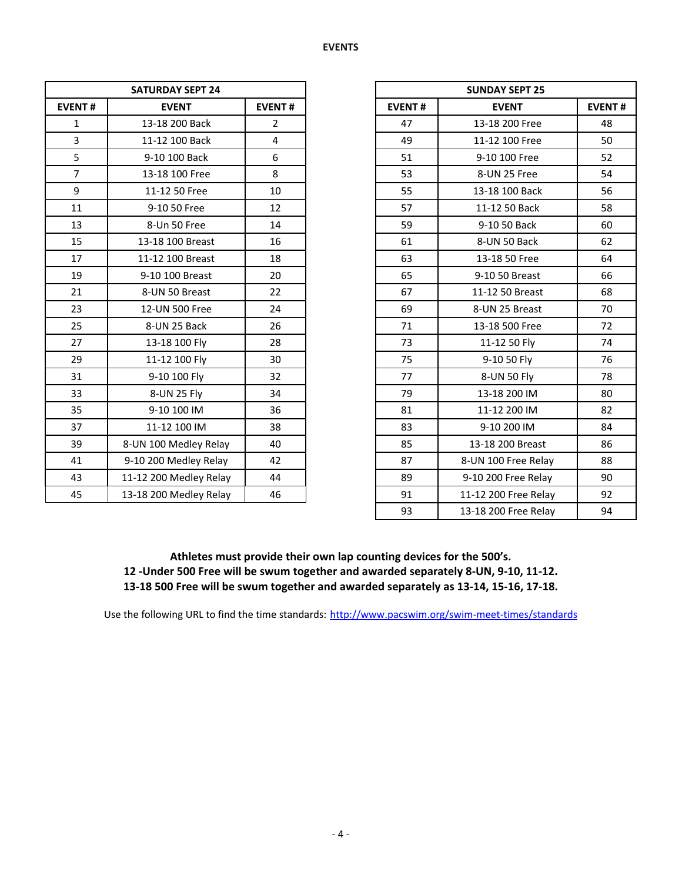# EVENTS

| SATURDAY SEPT 24 | | |
|---|---|---|
| **EVENT #** | **EVENT** | **EVENT #** |
| 1 | 13-18 200 Back | 2 |
| 3 | 11-12 100 Back | 4 |
| 5 | 9-10 100 Back | 6 |
| 7 | 13-18 100 Free | 8 |
| 9 | 11-12 50 Free | 10 |
| 11 | 9-10 50 Free | 12 |
| 13 | 8-Un 50 Free | 14 |
| 15 | 13-18 100 Breast | 16 |
| 17 | 11-12 100 Breast | 18 |
| 19 | 9-10 100 Breast | 20 |
| 21 | 8-UN 50 Breast | 22 |
| 23 | 12-UN 500 Free | 24 |
| 25 | 8-UN 25 Back | 26 |
| 27 | 13-18 100 Fly | 28 |
| 29 | 11-12 100 Fly | 30 |
| 31 | 9-10 100 Fly | 32 |
| 33 | 8-UN 25 Fly | 34 |
| 35 | 9-10 100 IM | 36 |
| 37 | 11-12 100 IM | 38 |
| 39 | 8-UN 100 Medley Relay | 40 |
| 41 | 9-10 200 Medley Relay | 42 |
| 43 | 11-12 200 Medley Relay | 44 |
| 45 | 13-18 200 Medley Relay | 46 |

| SUNDAY SEPT 25 | | |
|---|---|---|
| **EVENT #** | **EVENT** | **EVENT #** |
| 47 | 13-18 200 Free | 48 |
| 49 | 11-12 100 Free | 50 |
| 51 | 9-10 100 Free | 52 |
| 53 | 8-UN 25 Free | 54 |
| 55 | 13-18 100 Back | 56 |
| 57 | 11-12 50 Back | 58 |
| 59 | 9-10 50 Back | 60 |
| 61 | 8-UN 50 Back | 62 |
| 63 | 13-18 50 Free | 64 |
| 65 | 9-10 50 Breast | 66 |
| 67 | 11-12 50 Breast | 68 |
| 69 | 8-UN 25 Breast | 70 |
| 71 | 13-18 500 Free | 72 |
| 73 | 11-12 50 Fly | 74 |
| 75 | 9-10 50 Fly | 76 |
| 77 | 8-UN 50 Fly | 78 |
| 79 | 13-18 200 IM | 80 |
| 81 | 11-12 200 IM | 82 |
| 83 | 9-10 200 IM | 84 |
| 85 | 13-18 200 Breast | 86 |
| 87 | 8-UN 100 Free Relay | 88 |
| 89 | 9-10 200 Free Relay | 90 |
| 91 | 11-12 200 Free Relay | 92 |
| 93 | 13-18 200 Free Relay | 94 |

**Athletes must provide their own lap counting devices for the 500's.**
**12 -Under 500 Free will be swum together and awarded separately 8-UN, 9-10, 11-12.**
**13-18 500 Free will be swum together and awarded separately as 13-14, 15-16, 17-18.**

Use the following URL to find the time standards: [http://www.pacswim.org/swim-meet-times/standards](http://www.pacswim.org/swim-meet-times/standards)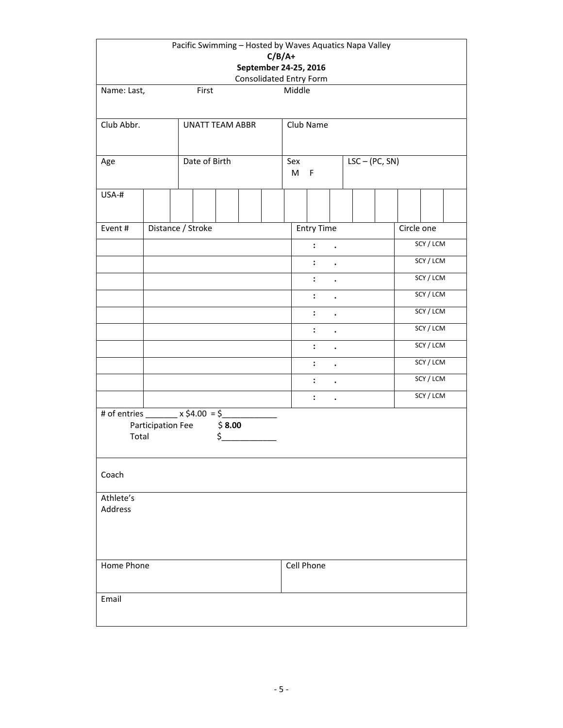Pacific Swimming – Hosted by Waves Aquatics Napa Valley

**C/B/A+**

**September 24-25, 2016**

Consolidated Entry Form

| | | | |
|---|---|---|---|
| Name: Last, | First | Middle | |
| Club Abbr. | UNATT TEAM ABBR | Club Name | |
| Age | Date of Birth | Sex M F | LSC – (PC, SN) |
| USA-# | | | |

| Event # | Distance / Stroke | Entry Time | Circle one |
|---|---|---|---|
| | | : . | SCY / LCM |
| | | : . | SCY / LCM |
| | | : . | SCY / LCM |
| | | : . | SCY / LCM |
| | | : . | SCY / LCM |
| | | : . | SCY / LCM |
| | | : . | SCY / LCM |
| | | : . | SCY / LCM |
| | | : . | SCY / LCM |
| | | : . | SCY / LCM |

# of entries _______ x $4.00 = $____________

Participation Fee $ **8.00**

Total $____________

| | |
|---|---|
| Coach | |
| Athlete's Address | |
| Home Phone | Cell Phone |
| Email | |